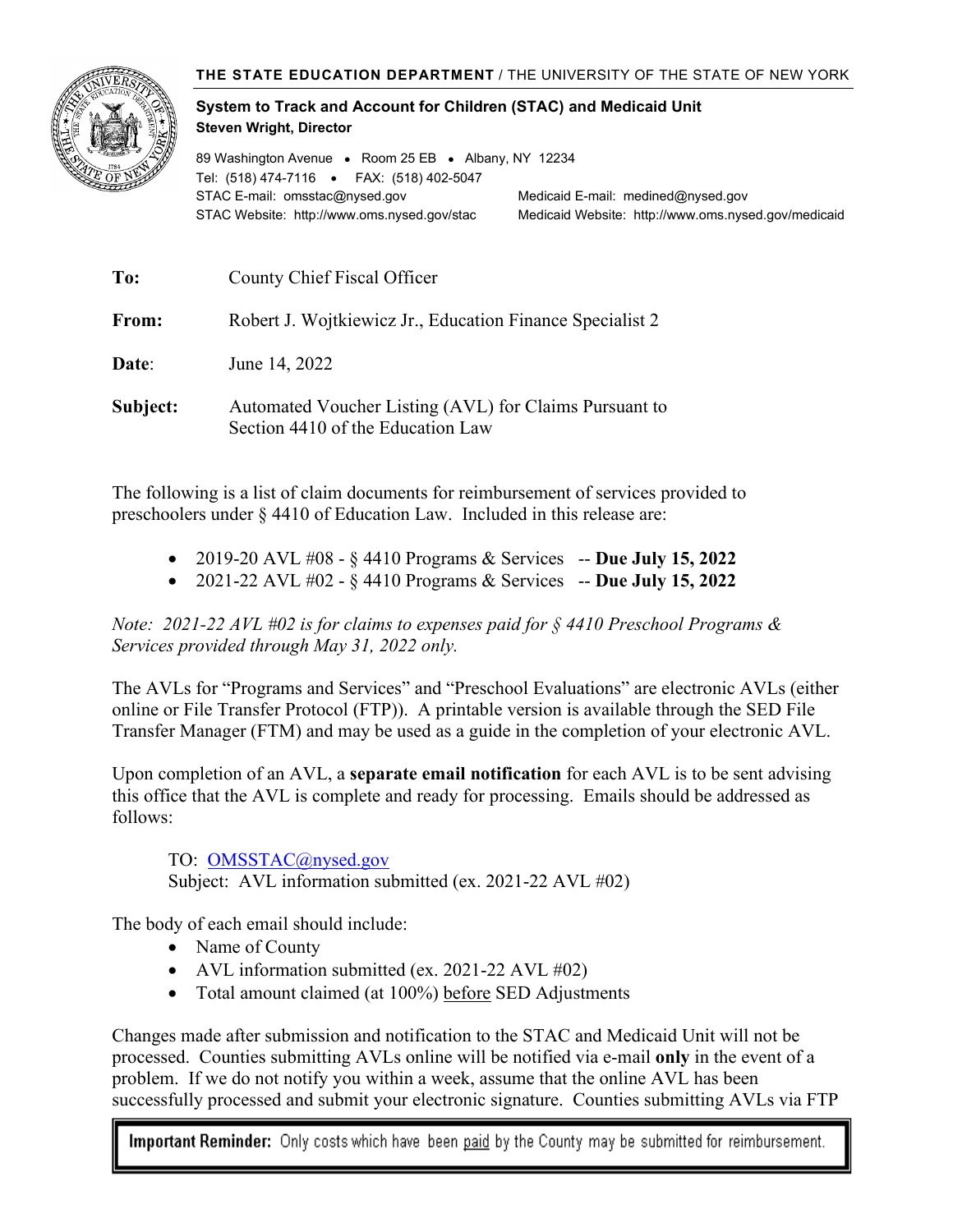**THE STATE EDUCATION DEPARTMENT** / THE UNIVERSITY OF THE STATE OF NEW YORK

**System to Track and Account for Children (STAC) and Medicaid Unit**
**Steven Wright, Director**

89 Washington Avenue • Room 25 EB • Albany, NY 12234
Tel: (518) 474-7116 • FAX: (518) 402-5047
STAC E-mail: omsstac@nysed.gov
STAC Website: http://www.oms.nysed.gov/stac
Medicaid E-mail: medined@nysed.gov
Medicaid Website: http://www.oms.nysed.gov/medicaid

**To:** County Chief Fiscal Officer

**From:** Robert J. Wojtkiewicz Jr., Education Finance Specialist 2

**Date:** June 14, 2022

**Subject:** Automated Voucher Listing (AVL) for Claims Pursuant to Section 4410 of the Education Law

The following is a list of claim documents for reimbursement of services provided to preschoolers under § 4410 of Education Law. Included in this release are:

- 2019-20 AVL #08 - § 4410 Programs & Services -- **Due July 15, 2022**
- 2021-22 AVL #02 - § 4410 Programs & Services -- **Due July 15, 2022**

*Note: 2021-22 AVL #02 is for claims to expenses paid for § 4410 Preschool Programs & Services provided through May 31, 2022 only.*

The AVLs for "Programs and Services" and "Preschool Evaluations" are electronic AVLs (either online or File Transfer Protocol (FTP)). A printable version is available through the SED File Transfer Manager (FTM) and may be used as a guide in the completion of your electronic AVL.

Upon completion of an AVL, a **separate email notification** for each AVL is to be sent advising this office that the AVL is complete and ready for processing. Emails should be addressed as follows:

TO: OMSSTAC@nysed.gov
Subject: AVL information submitted (ex. 2021-22 AVL #02)

The body of each email should include:

- Name of County
- AVL information submitted (ex. 2021-22 AVL #02)
- Total amount claimed (at 100%) before SED Adjustments

Changes made after submission and notification to the STAC and Medicaid Unit will not be processed. Counties submitting AVLs online will be notified via e-mail **only** in the event of a problem. If we do not notify you within a week, assume that the online AVL has been successfully processed and submit your electronic signature. Counties submitting AVLs via FTP

> **Important Reminder:** Only costs which have been paid by the County may be submitted for reimbursement.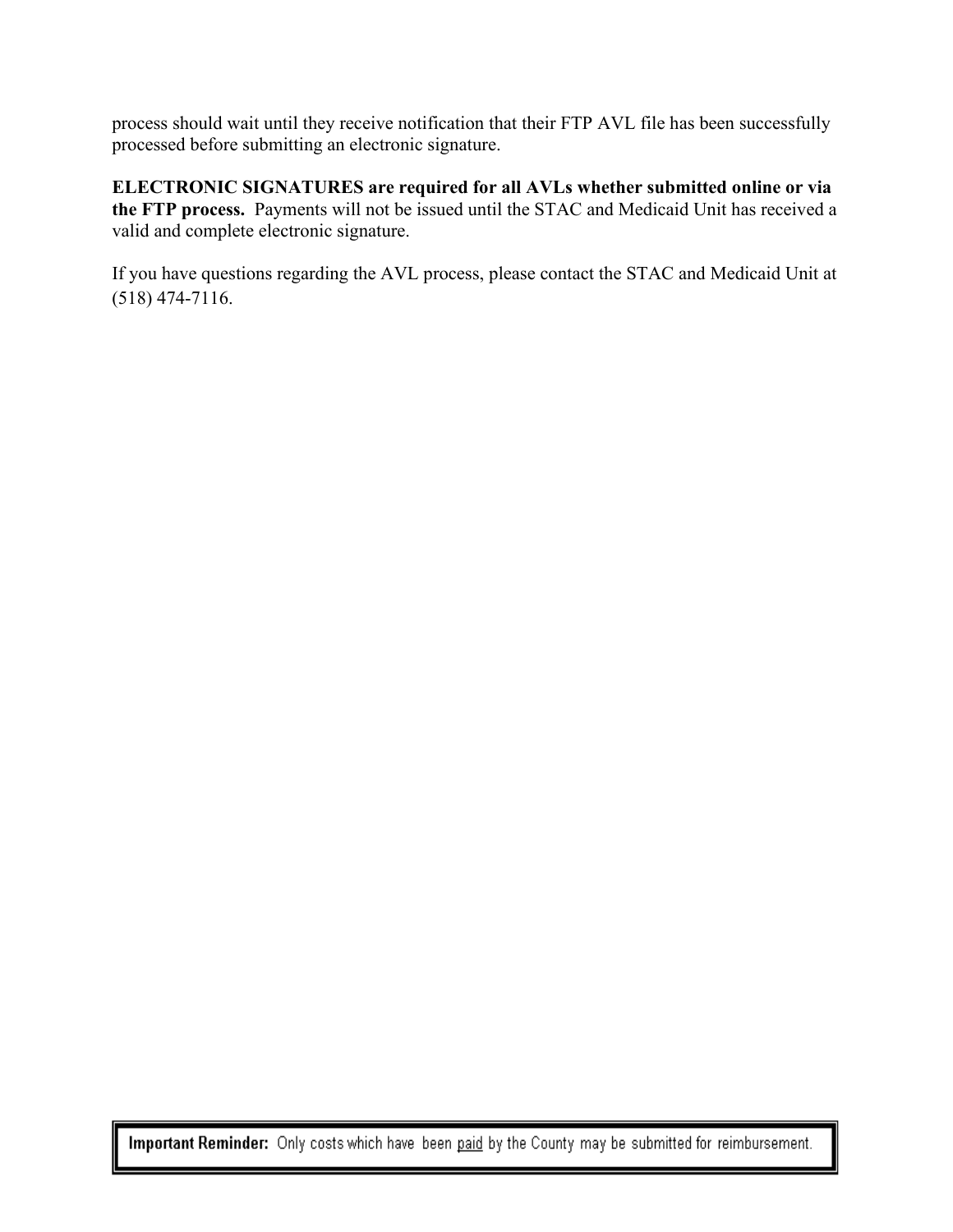process should wait until they receive notification that their FTP AVL file has been successfully processed before submitting an electronic signature.

**ELECTRONIC SIGNATURES are required for all AVLs whether submitted online or via the FTP process.** Payments will not be issued until the STAC and Medicaid Unit has received a valid and complete electronic signature.

If you have questions regarding the AVL process, please contact the STAC and Medicaid Unit at (518) 474-7116.

**Important Reminder:** Only costs which have been paid by the County may be submitted for reimbursement.